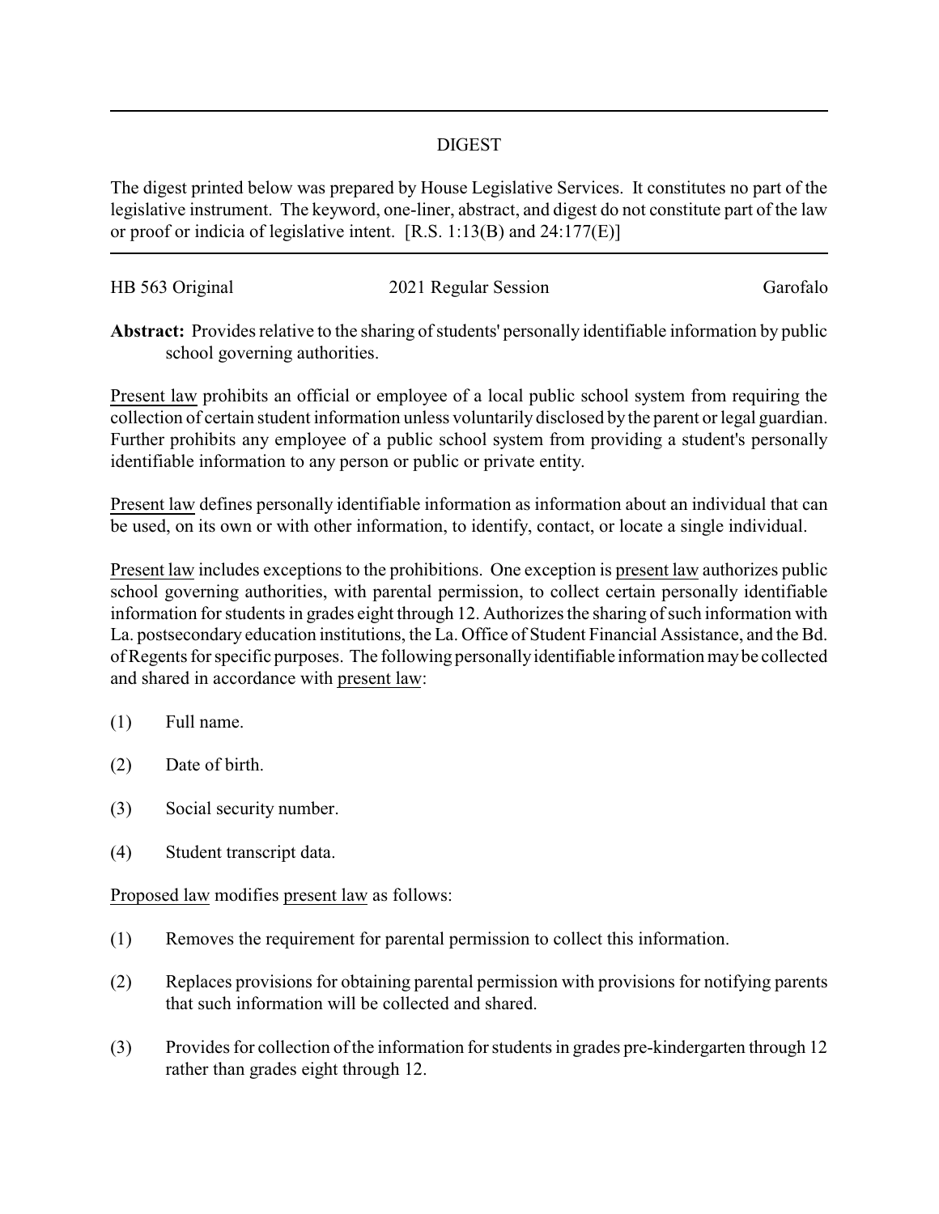# DIGEST

The digest printed below was prepared by House Legislative Services. It constitutes no part of the legislative instrument. The keyword, one-liner, abstract, and digest do not constitute part of the law or proof or indicia of legislative intent. [R.S. 1:13(B) and 24:177(E)]

HB 563 Original 2021 Regular Session Garofalo

**Abstract:** Provides relative to the sharing of students' personally identifiable information by public school governing authorities.

Present law prohibits an official or employee of a local public school system from requiring the collection of certain student information unless voluntarily disclosed by the parent or legal guardian. Further prohibits any employee of a public school system from providing a student's personally identifiable information to any person or public or private entity.

Present law defines personally identifiable information as information about an individual that can be used, on its own or with other information, to identify, contact, or locate a single individual.

Present law includes exceptions to the prohibitions. One exception is present law authorizes public school governing authorities, with parental permission, to collect certain personally identifiable information for students in grades eight through 12. Authorizes the sharing of such information with La. postsecondary education institutions, the La. Office of Student Financial Assistance, and the Bd. of Regents for specific purposes. The following personally identifiable information may be collected and shared in accordance with present law:

(1) Full name.

(2) Date of birth.

(3) Social security number.

(4) Student transcript data.

Proposed law modifies present law as follows:

(1) Removes the requirement for parental permission to collect this information.

(2) Replaces provisions for obtaining parental permission with provisions for notifying parents that such information will be collected and shared.

(3) Provides for collection of the information for students in grades pre-kindergarten through 12 rather than grades eight through 12.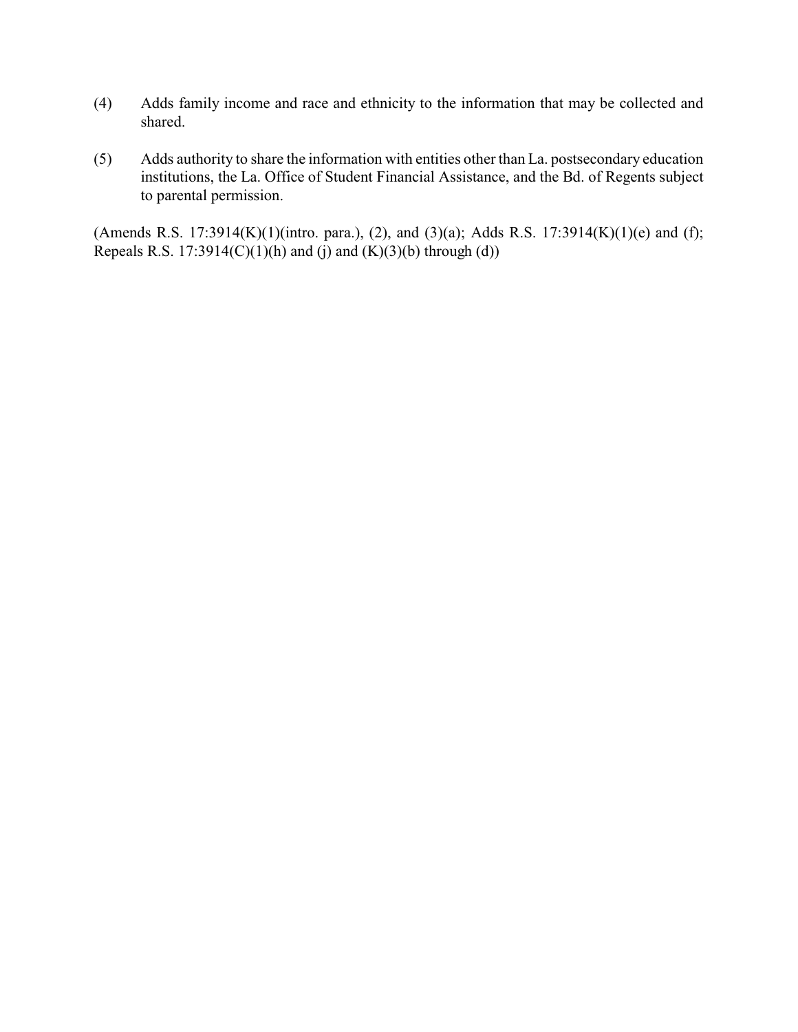(4) Adds family income and race and ethnicity to the information that may be collected and shared.

(5) Adds authority to share the information with entities other than La. postsecondary education institutions, the La. Office of Student Financial Assistance, and the Bd. of Regents subject to parental permission.

(Amends R.S. 17:3914(K)(1)(intro. para.), (2), and (3)(a); Adds R.S. 17:3914(K)(1)(e) and (f); Repeals R.S. 17:3914(C)(1)(h) and (j) and (K)(3)(b) through (d))